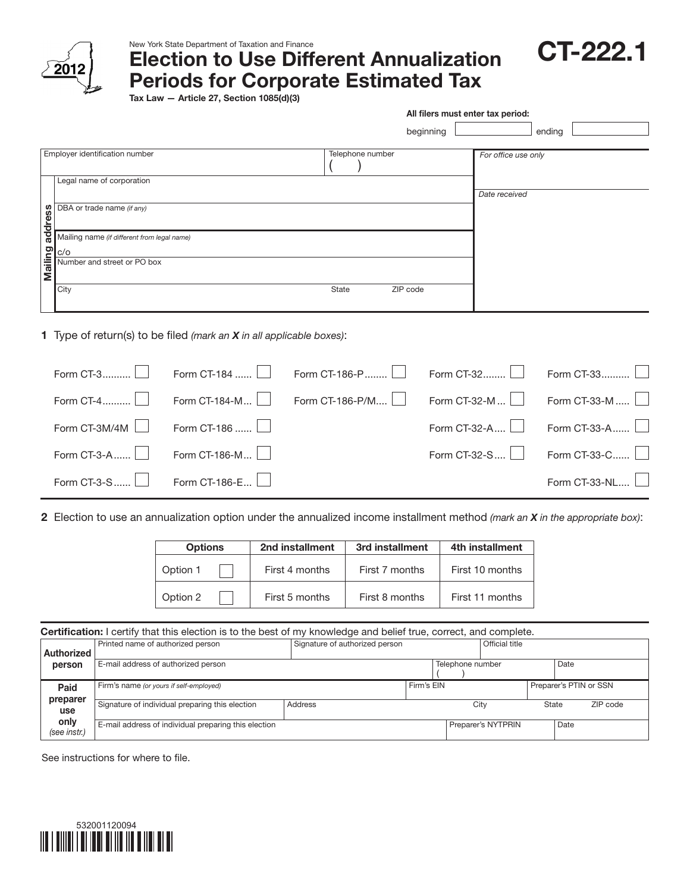New York State Department of Taxation and Finance

# Election to Use Different Annualization Periods for Corporate Estimated Tax

# CT-222.1

2012

**Tax Law — Article 27, Section 1085(d)(3)**

**All filers must enter tax period:**

beginning ____________ ending ____________

| Employer identification number | Telephone number ( ) | *For office use only* |
|---|---|---|
| **Mailing address** — Legal name of corporation | | *Date received* |
| DBA or trade name *(if any)* | | |
| Mailing name *(if different from legal name)* c/o | | |
| Number and street or PO box | | |
| City | State ZIP code | |

**1** Type of return(s) to be filed *(mark an **X** in all applicable boxes)*:

| | | | | |
|---|---|---|---|---|
| Form CT-3 ☐ | Form CT-184 ☐ | Form CT-186-P ☐ | Form CT-32 ☐ | Form CT-33 ☐ |
| Form CT-4 ☐ | Form CT-184-M ☐ | Form CT-186-P/M ☐ | Form CT-32-M ☐ | Form CT-33-M ☐ |
| Form CT-3M/4M ☐ | Form CT-186 ☐ | | Form CT-32-A ☐ | Form CT-33-A ☐ |
| Form CT-3-A ☐ | Form CT-186-M ☐ | | Form CT-32-S ☐ | Form CT-33-C ☐ |
| Form CT-3-S ☐ | Form CT-186-E ☐ | | | Form CT-33-NL ☐ |

**2** Election to use an annualization option under the annualized income installment method *(mark an **X** in the appropriate box)*:

| Options | 2nd installment | 3rd installment | 4th installment |
|---|---|---|---|
| Option 1 ☐ | First 4 months | First 7 months | First 10 months |
| Option 2 ☐ | First 5 months | First 8 months | First 11 months |

**Certification:** I certify that this election is to the best of my knowledge and belief true, correct, and complete.

| | | | | |
|---|---|---|---|---|
| **Authorized person** | Printed name of authorized person | Signature of authorized person | Official title | |
| | E-mail address of authorized person | | Telephone number ( ) | Date |
| **Paid preparer use only** *(see instr.)* | Firm's name *(or yours if self-employed)* | | Firm's EIN | Preparer's PTIN or SSN |
| | Signature of individual preparing this election | Address | City | State ZIP code |
| | E-mail address of individual preparing this election | | Preparer's NYTPRIN | Date |

See instructions for where to file.

532001120094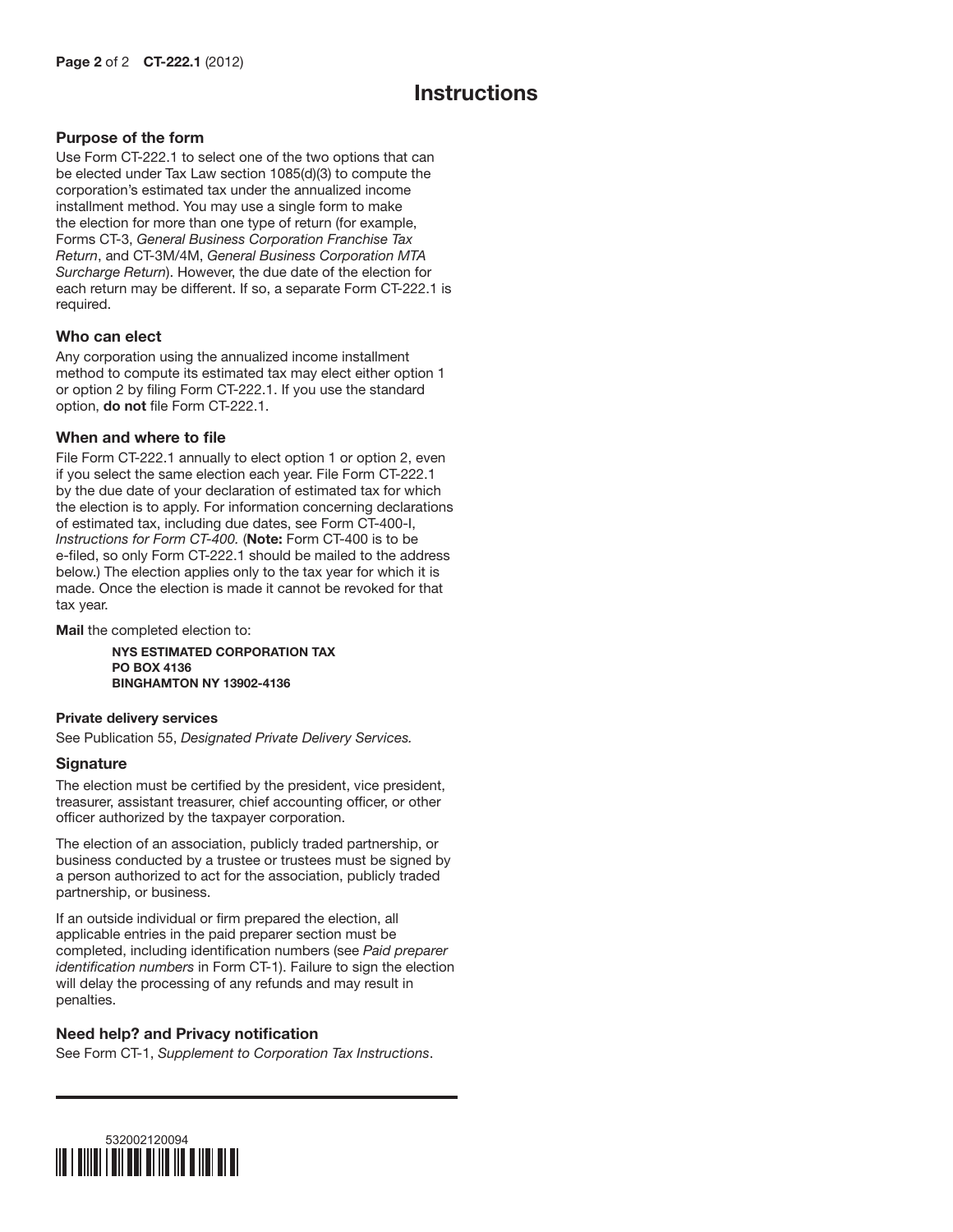# Instructions

## Purpose of the form

Use Form CT-222.1 to select one of the two options that can be elected under Tax Law section 1085(d)(3) to compute the corporation's estimated tax under the annualized income installment method. You may use a single form to make the election for more than one type of return (for example, Forms CT-3, *General Business Corporation Franchise Tax Return*, and CT-3M/4M, *General Business Corporation MTA Surcharge Return*). However, the due date of the election for each return may be different. If so, a separate Form CT-222.1 is required.

## Who can elect

Any corporation using the annualized income installment method to compute its estimated tax may elect either option 1 or option 2 by filing Form CT-222.1. If you use the standard option, **do not** file Form CT-222.1.

## When and where to file

File Form CT-222.1 annually to elect option 1 or option 2, even if you select the same election each year. File Form CT-222.1 by the due date of your declaration of estimated tax for which the election is to apply. For information concerning declarations of estimated tax, including due dates, see Form CT-400-I, *Instructions for Form CT-400.* (**Note:** Form CT-400 is to be e-filed, so only Form CT-222.1 should be mailed to the address below.) The election applies only to the tax year for which it is made. Once the election is made it cannot be revoked for that tax year.

**Mail** the completed election to:

**NYS ESTIMATED CORPORATION TAX**
**PO BOX 4136**
**BINGHAMTON NY 13902-4136**

### Private delivery services

See Publication 55, *Designated Private Delivery Services.*

## Signature

The election must be certified by the president, vice president, treasurer, assistant treasurer, chief accounting officer, or other officer authorized by the taxpayer corporation.

The election of an association, publicly traded partnership, or business conducted by a trustee or trustees must be signed by a person authorized to act for the association, publicly traded partnership, or business.

If an outside individual or firm prepared the election, all applicable entries in the paid preparer section must be completed, including identification numbers (see *Paid preparer identification numbers* in Form CT-1). Failure to sign the election will delay the processing of any refunds and may result in penalties.

## Need help? and Privacy notification

See Form CT-1, *Supplement to Corporation Tax Instructions*.

532002120094